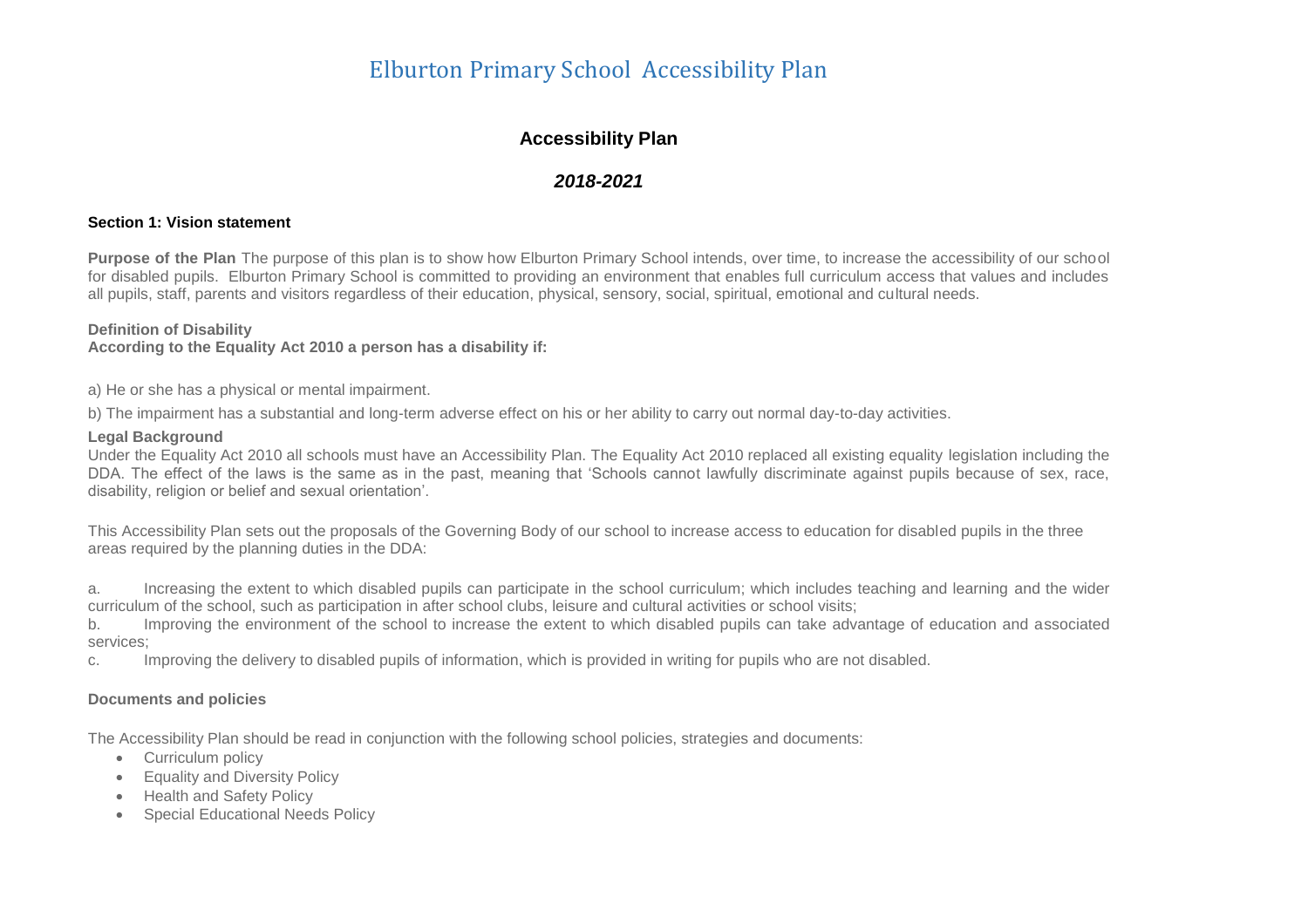# Elburton Primary School Accessibility Plan

## Accessibility Plan

### *2018-2021*

**Section 1: Vision statement**

**Purpose of the Plan** The purpose of this plan is to show how Elburton Primary School intends, over time, to increase the accessibility of our school for disabled pupils. Elburton Primary School is committed to providing an environment that enables full curriculum access that values and includes all pupils, staff, parents and visitors regardless of their education, physical, sensory, social, spiritual, emotional and cultural needs.

**Definition of Disability**
**According to the Equality Act 2010 a person has a disability if:**

a) He or she has a physical or mental impairment.

b) The impairment has a substantial and long-term adverse effect on his or her ability to carry out normal day-to-day activities.

**Legal Background**
Under the Equality Act 2010 all schools must have an Accessibility Plan. The Equality Act 2010 replaced all existing equality legislation including the DDA. The effect of the laws is the same as in the past, meaning that 'Schools cannot lawfully discriminate against pupils because of sex, race, disability, religion or belief and sexual orientation'.

This Accessibility Plan sets out the proposals of the Governing Body of our school to increase access to education for disabled pupils in the three areas required by the planning duties in the DDA:

a. Increasing the extent to which disabled pupils can participate in the school curriculum; which includes teaching and learning and the wider curriculum of the school, such as participation in after school clubs, leisure and cultural activities or school visits;

b. Improving the environment of the school to increase the extent to which disabled pupils can take advantage of education and associated services;

c. Improving the delivery to disabled pupils of information, which is provided in writing for pupils who are not disabled.

**Documents and policies**

The Accessibility Plan should be read in conjunction with the following school policies, strategies and documents:

- Curriculum policy
- Equality and Diversity Policy
- Health and Safety Policy
- Special Educational Needs Policy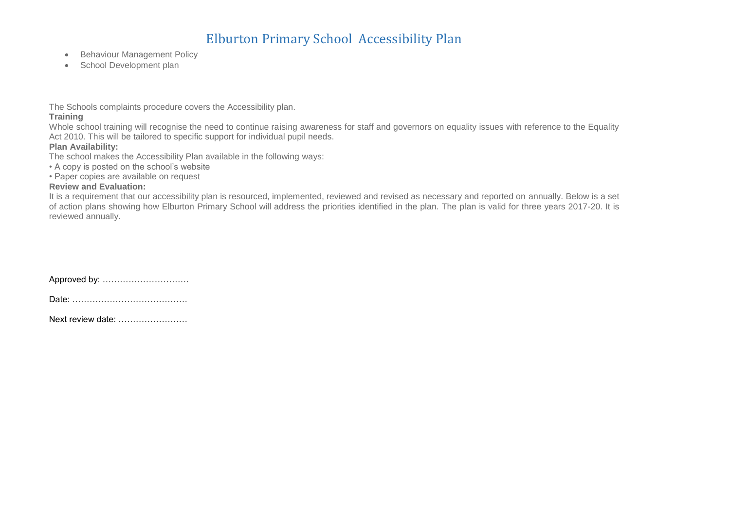# Elburton Primary School Accessibility Plan

- Behaviour Management Policy
- School Development plan

The Schools complaints procedure covers the Accessibility plan.

**Training**

Whole school training will recognise the need to continue raising awareness for staff and governors on equality issues with reference to the Equality Act 2010. This will be tailored to specific support for individual pupil needs.

**Plan Availability:**

The school makes the Accessibility Plan available in the following ways:

• A copy is posted on the school's website

• Paper copies are available on request

**Review and Evaluation:**

It is a requirement that our accessibility plan is resourced, implemented, reviewed and revised as necessary and reported on annually. Below is a set of action plans showing how Elburton Primary School will address the priorities identified in the plan. The plan is valid for three years 2017-20. It is reviewed annually.

Approved by: ………………………….

Date: …………………………………

Next review date: ……………………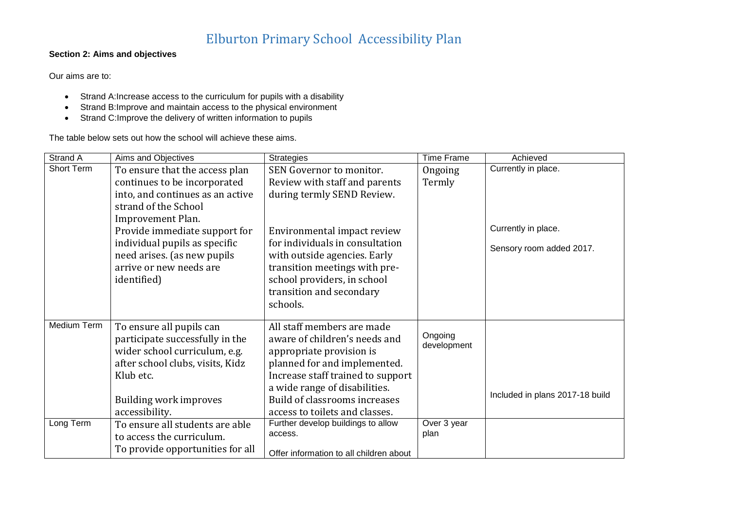# Elburton Primary School Accessibility Plan

**Section 2: Aims and objectives**

Our aims are to:

- Strand A:Increase access to the curriculum for pupils with a disability
- Strand B:Improve and maintain access to the physical environment
- Strand C:Improve the delivery of written information to pupils

The table below sets out how the school will achieve these aims.

| Strand A | Aims and Objectives | Strategies | Time Frame | Achieved |
|---|---|---|---|---|
| Short Term | To ensure that the access plan continues to be incorporated into, and continues as an active strand of the School Improvement Plan.<br>Provide immediate support for individual pupils as specific need arises. (as new pupils arrive or new needs are identified) | SEN Governor to monitor. Review with staff and parents during termly SEND Review.<br><br>Environmental impact review for individuals in consultation with outside agencies. Early transition meetings with pre-school providers, in school transition and secondary schools. | Ongoing Termly | Currently in place.<br><br>Currently in place.<br><br>Sensory room added 2017. |
| Medium Term | To ensure all pupils can participate successfully in the wider school curriculum, e.g. after school clubs, visits, Kidz Klub etc.<br><br>Building work improves accessibility. | All staff members are made aware of children's needs and appropriate provision is planned for and implemented. Increase staff trained to support a wide range of disabilities. Build of classrooms increases access to toilets and classes. | Ongoing development | Included in plans 2017-18 build |
| Long Term | To ensure all students are able to access the curriculum.<br>To provide opportunities for all | Further develop buildings to allow access.<br><br>Offer information to all children about | Over 3 year plan | |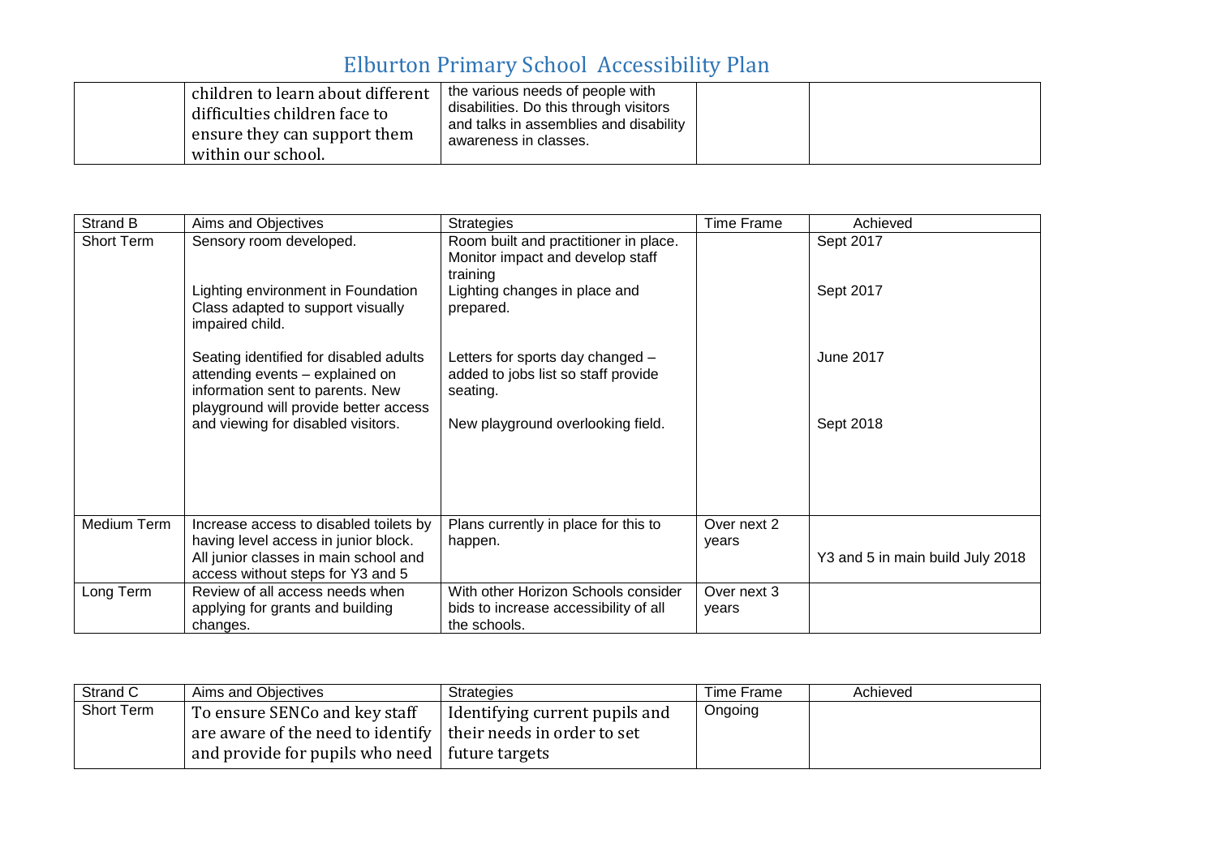# Elburton Primary School Accessibility Plan

| | | | | |
|---|---|---|---|---|
| | children to learn about different difficulties children face to ensure they can support them within our school. | the various needs of people with disabilities. Do this through visitors and talks in assemblies and disability awareness in classes. | | |

| Strand B | Aims and Objectives | Strategies | Time Frame | Achieved |
|---|---|---|---|---|
| Short Term | Sensory room developed.<br><br>Lighting environment in Foundation Class adapted to support visually impaired child.<br><br>Seating identified for disabled adults attending events – explained on information sent to parents. New playground will provide better access and viewing for disabled visitors. | Room built and practitioner in place. Monitor impact and develop staff training<br>Lighting changes in place and prepared.<br><br>Letters for sports day changed – added to jobs list so staff provide seating.<br><br>New playground overlooking field. | | Sept 2017<br><br>Sept 2017<br><br>June 2017<br><br>Sept 2018 |
| Medium Term | Increase access to disabled toilets by having level access in junior block. All junior classes in main school and access without steps for Y3 and 5 | Plans currently in place for this to happen. | Over next 2 years | Y3 and 5 in main build July 2018 |
| Long Term | Review of all access needs when applying for grants and building changes. | With other Horizon Schools consider bids to increase accessibility of all the schools. | Over next 3 years | |

| Strand C | Aims and Objectives | Strategies | Time Frame | Achieved |
|---|---|---|---|---|
| Short Term | To ensure SENCo and key staff are aware of the need to identify and provide for pupils who need | Identifying current pupils and their needs in order to set future targets | Ongoing | |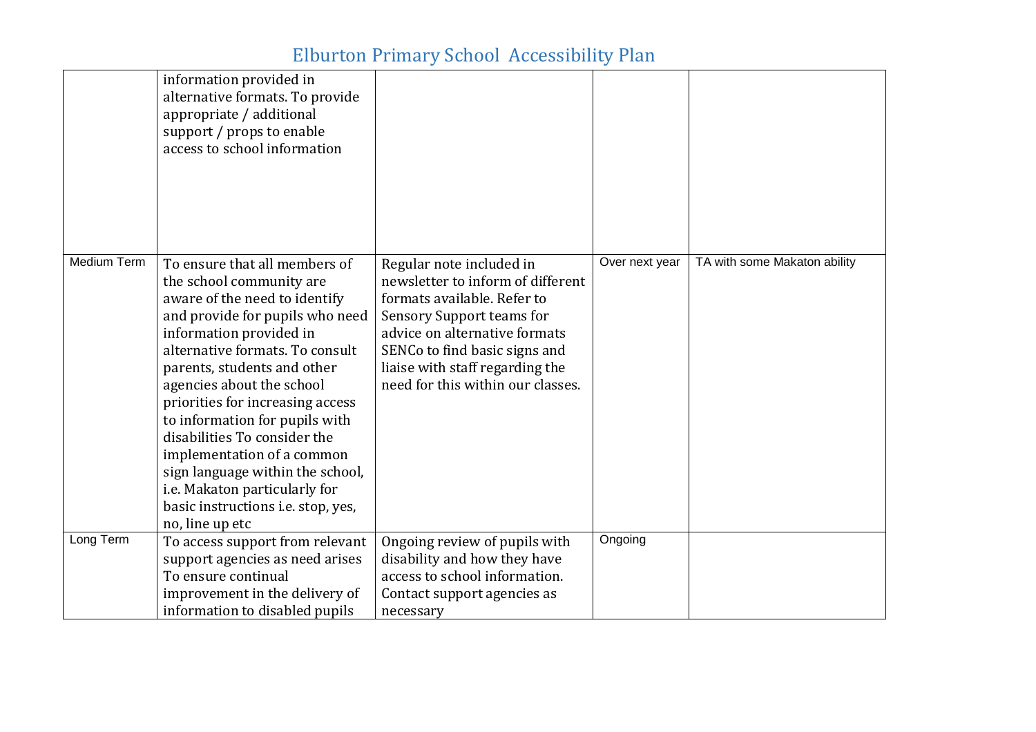# Elburton Primary School  Accessibility Plan

| | | | | |
|---|---|---|---|---|
| | information provided in alternative formats. To provide appropriate / additional support / props to enable access to school information | | | |
| Medium Term | To ensure that all members of the school community are aware of the need to identify and provide for pupils who need information provided in alternative formats. To consult parents, students and other agencies about the school priorities for increasing access to information for pupils with disabilities To consider the implementation of a common sign language within the school, i.e. Makaton particularly for basic instructions i.e. stop, yes, no, line up etc | Regular note included in newsletter to inform of different formats available. Refer to Sensory Support teams for advice on alternative formats SENCo to find basic signs and liaise with staff regarding the need for this within our classes. | Over next year | TA with some Makaton ability |
| Long Term | To access support from relevant support agencies as need arises To ensure continual improvement in the delivery of information to disabled pupils | Ongoing review of pupils with disability and how they have access to school information. Contact support agencies as necessary | Ongoing | |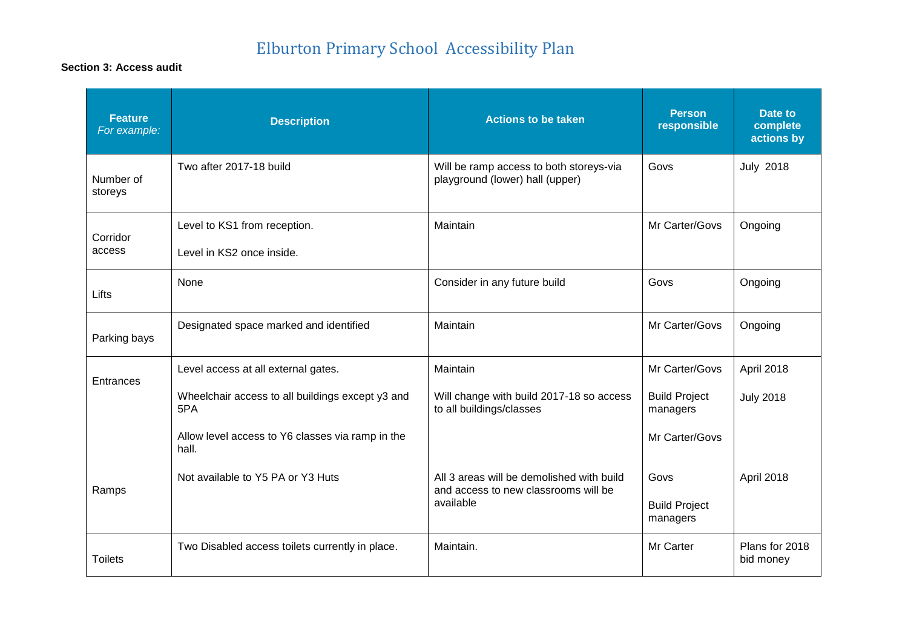# Elburton Primary School Accessibility Plan

**Section 3: Access audit**

| **Feature** *For example:* | **Description** | **Actions to be taken** | **Person responsible** | **Date to complete actions by** |
|---|---|---|---|---|
| Number of storeys | Two after 2017-18 build | Will be ramp access to both storeys-via playground (lower) hall (upper) | Govs | July 2018 |
| Corridor access | Level to KS1 from reception.<br><br>Level in KS2 once inside. | Maintain | Mr Carter/Govs | Ongoing |
| Lifts | None | Consider in any future build | Govs | Ongoing |
| Parking bays | Designated space marked and identified | Maintain | Mr Carter/Govs | Ongoing |
| Entrances | Level access at all external gates.<br><br>Wheelchair access to all buildings except y3 and 5PA<br><br>Allow level access to Y6 classes via ramp in the hall. | Maintain<br><br>Will change with build 2017-18 so access to all buildings/classes | Mr Carter/Govs<br><br>Build Project managers<br><br>Mr Carter/Govs | April 2018<br><br>July 2018 |
| Ramps | Not available to Y5 PA or Y3 Huts | All 3 areas will be demolished with build and access to new classrooms will be available | Govs<br><br>Build Project managers | April 2018 |
| Toilets | Two Disabled access toilets currently in place. | Maintain. | Mr Carter | Plans for 2018 bid money |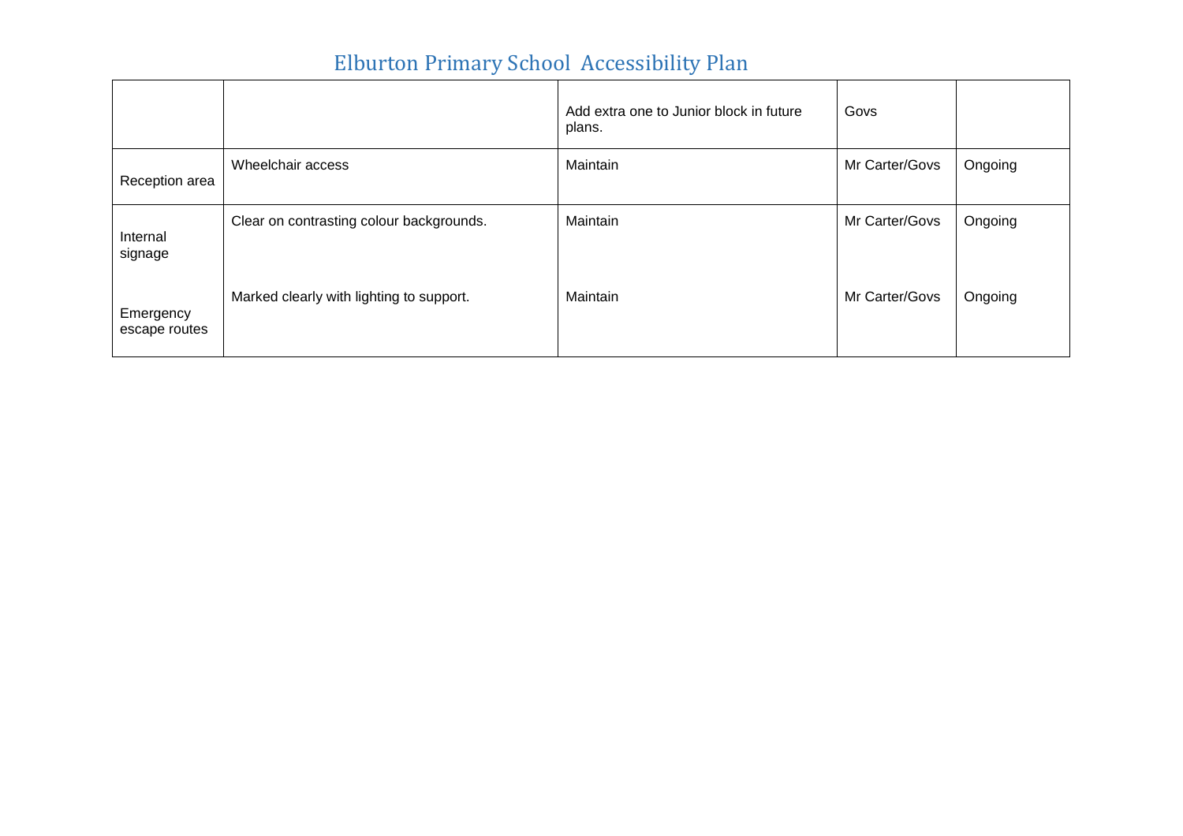# Elburton Primary School  Accessibility Plan

| | | | | |
|---|---|---|---|---|
| | | Add extra one to Junior block in future plans. | Govs | |
| Reception area | Wheelchair access | Maintain | Mr Carter/Govs | Ongoing |
| Internal signage | Clear on contrasting colour backgrounds. | Maintain | Mr Carter/Govs | Ongoing |
| Emergency escape routes | Marked clearly with lighting to support. | Maintain | Mr Carter/Govs | Ongoing |